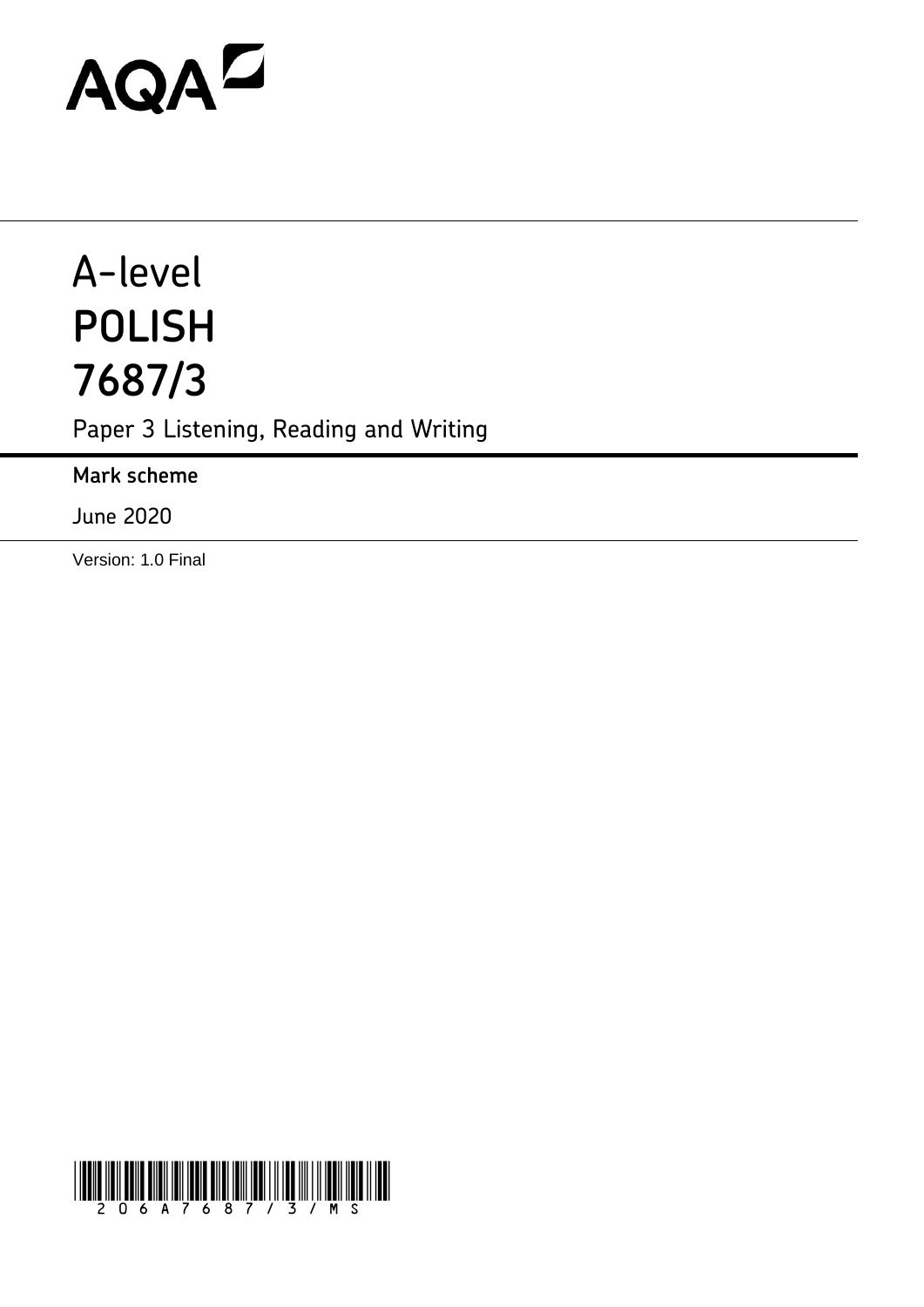AQA

# A-level
# POLISH
# 7687/3

Paper 3 Listening, Reading and Writing

**Mark scheme**

June 2020

Version: 1.0 Final

206A7687/3/MS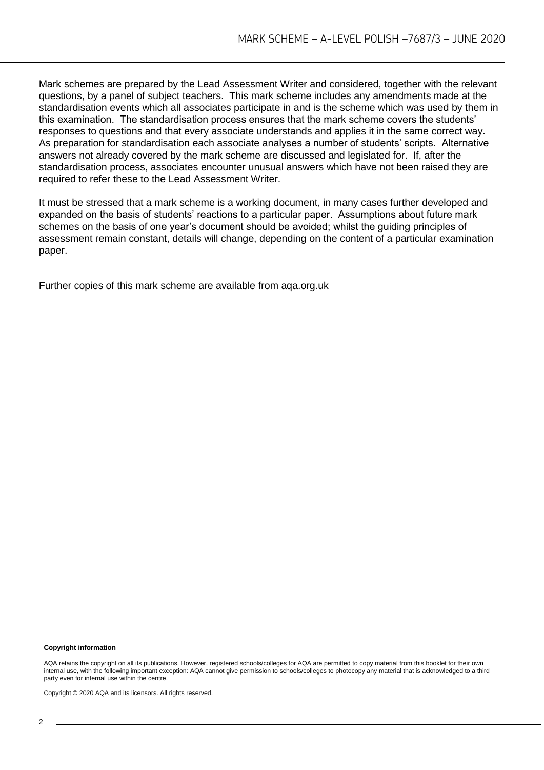Mark schemes are prepared by the Lead Assessment Writer and considered, together with the relevant questions, by a panel of subject teachers. This mark scheme includes any amendments made at the standardisation events which all associates participate in and is the scheme which was used by them in this examination. The standardisation process ensures that the mark scheme covers the students' responses to questions and that every associate understands and applies it in the same correct way. As preparation for standardisation each associate analyses a number of students' scripts. Alternative answers not already covered by the mark scheme are discussed and legislated for. If, after the standardisation process, associates encounter unusual answers which have not been raised they are required to refer these to the Lead Assessment Writer.

It must be stressed that a mark scheme is a working document, in many cases further developed and expanded on the basis of students' reactions to a particular paper. Assumptions about future mark schemes on the basis of one year's document should be avoided; whilst the guiding principles of assessment remain constant, details will change, depending on the content of a particular examination paper.

Further copies of this mark scheme are available from aqa.org.uk

**Copyright information**

AQA retains the copyright on all its publications. However, registered schools/colleges for AQA are permitted to copy material from this booklet for their own internal use, with the following important exception: AQA cannot give permission to schools/colleges to photocopy any material that is acknowledged to a third party even for internal use within the centre.

Copyright © 2020 AQA and its licensors. All rights reserved.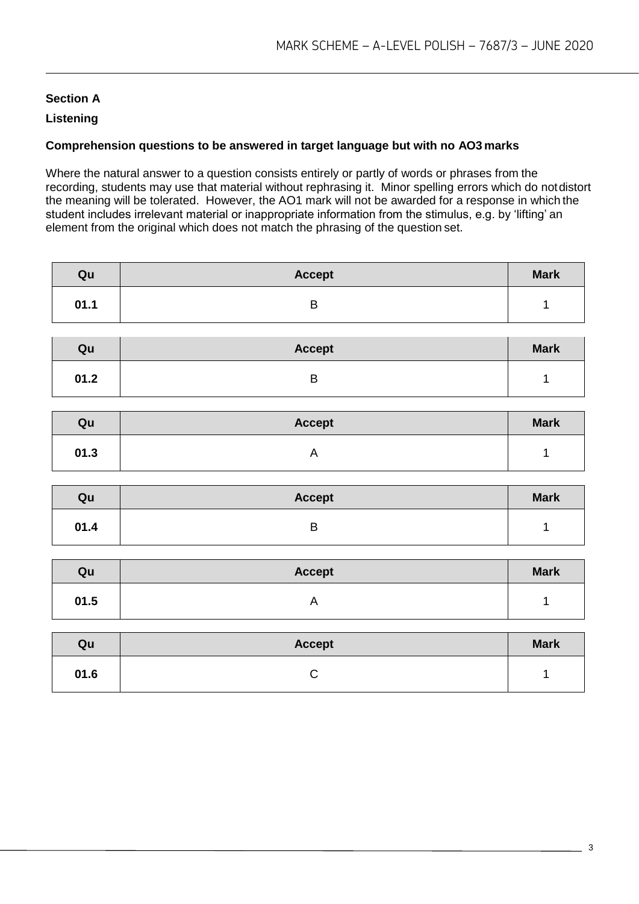**Section A**

**Listening**

**Comprehension questions to be answered in target language but with no AO3 marks**

Where the natural answer to a question consists entirely or partly of words or phrases from the recording, students may use that material without rephrasing it. Minor spelling errors which do not distort the meaning will be tolerated. However, the AO1 mark will not be awarded for a response in which the student includes irrelevant material or inappropriate information from the stimulus, e.g. by 'lifting' an element from the original which does not match the phrasing of the question set.

| Qu | Accept | Mark |
|---|---|---|
| **01.1** | B | 1 |

| Qu | Accept | Mark |
|---|---|---|
| **01.2** | B | 1 |

| Qu | Accept | Mark |
|---|---|---|
| **01.3** | A | 1 |

| Qu | Accept | Mark |
|---|---|---|
| **01.4** | B | 1 |

| Qu | Accept | Mark |
|---|---|---|
| **01.5** | A | 1 |

| Qu | Accept | Mark |
|---|---|---|
| **01.6** | C | 1 |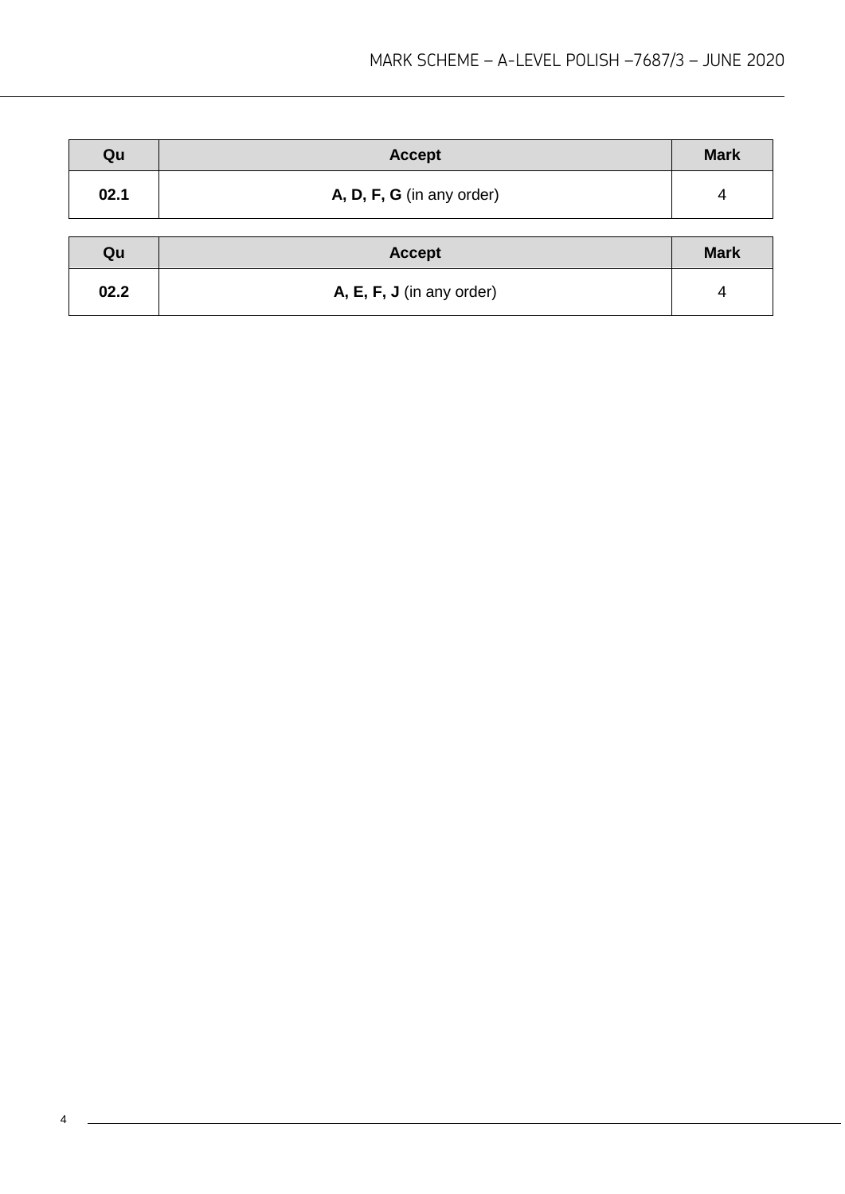| Qu | Accept | Mark |
| --- | --- | --- |
| **02.1** | **A, D, F, G** (in any order) | 4 |

| Qu | Accept | Mark |
| --- | --- | --- |
| **02.2** | **A, E, F, J** (in any order) | 4 |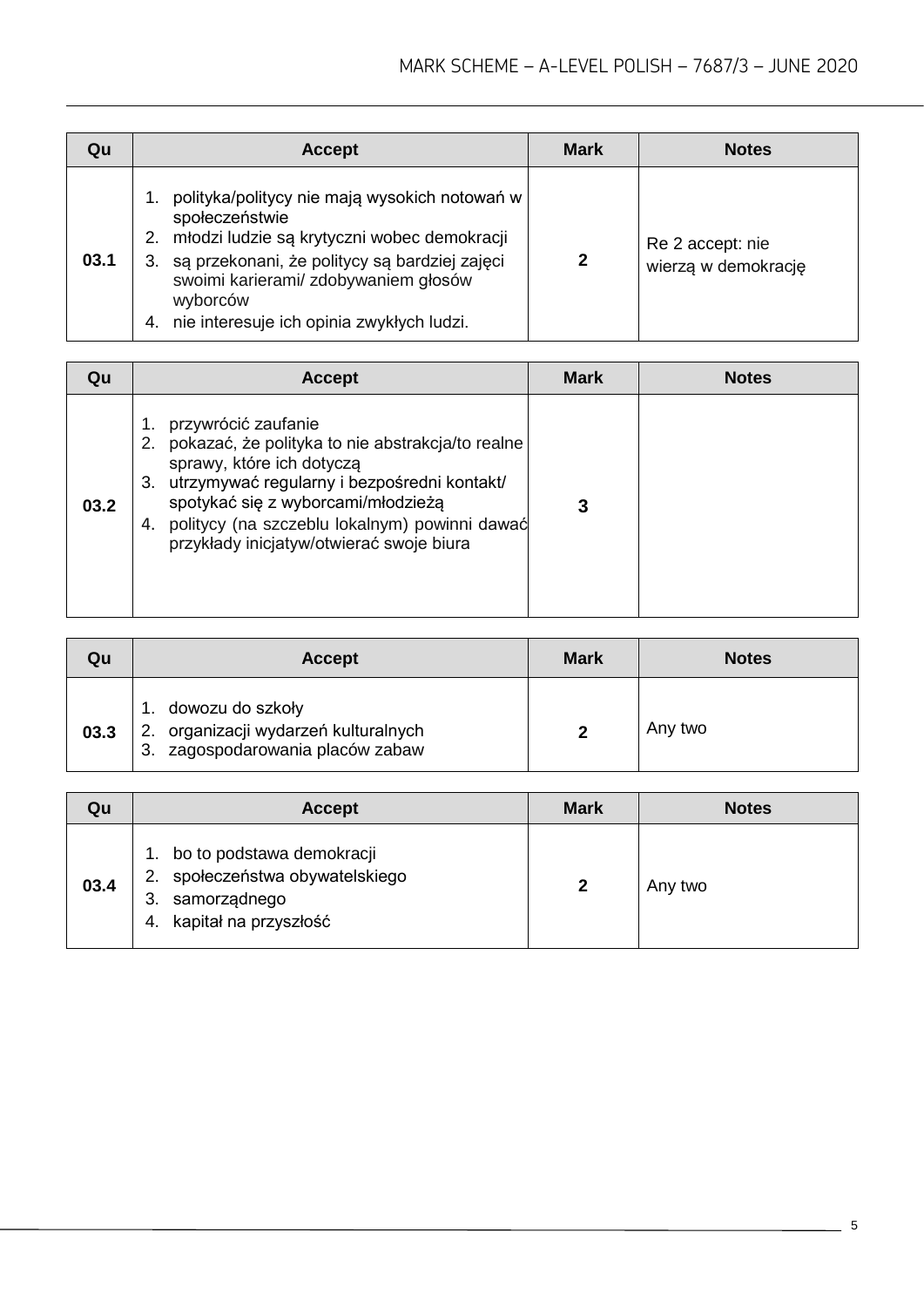| Qu | Accept | Mark | Notes |
| --- | --- | --- | --- |
| 03.1 | 1. polityka/politycy nie mają wysokich notowań w społeczeństwie<br>2. młodzi ludzie są krytyczni wobec demokracji<br>3. są przekonani, że politycy są bardziej zajęci swoimi karierami/ zdobywaniem głosów wyborców<br>4. nie interesuje ich opinia zwykłych ludzi. | 2 | Re 2 accept: nie wierzą w demokrację |

| Qu | Accept | Mark | Notes |
| --- | --- | --- | --- |
| 03.2 | 1. przywrócić zaufanie<br>2. pokazać, że polityka to nie abstrakcja/to realne sprawy, które ich dotyczą<br>3. utrzymywać regularny i bezpośredni kontakt/ spotykać się z wyborcami/młodzieżą<br>4. politycy (na szczeblu lokalnym) powinni dawać przykłady inicjatyw/otwierać swoje biura | 3 | |

| Qu | Accept | Mark | Notes |
| --- | --- | --- | --- |
| 03.3 | 1. dowozu do szkoły<br>2. organizacji wydarzeń kulturalnych<br>3. zagospodarowania placów zabaw | 2 | Any two |

| Qu | Accept | Mark | Notes |
| --- | --- | --- | --- |
| 03.4 | 1. bo to podstawa demokracji<br>2. społeczeństwa obywatelskiego<br>3. samorządnego<br>4. kapitał na przyszłość | 2 | Any two |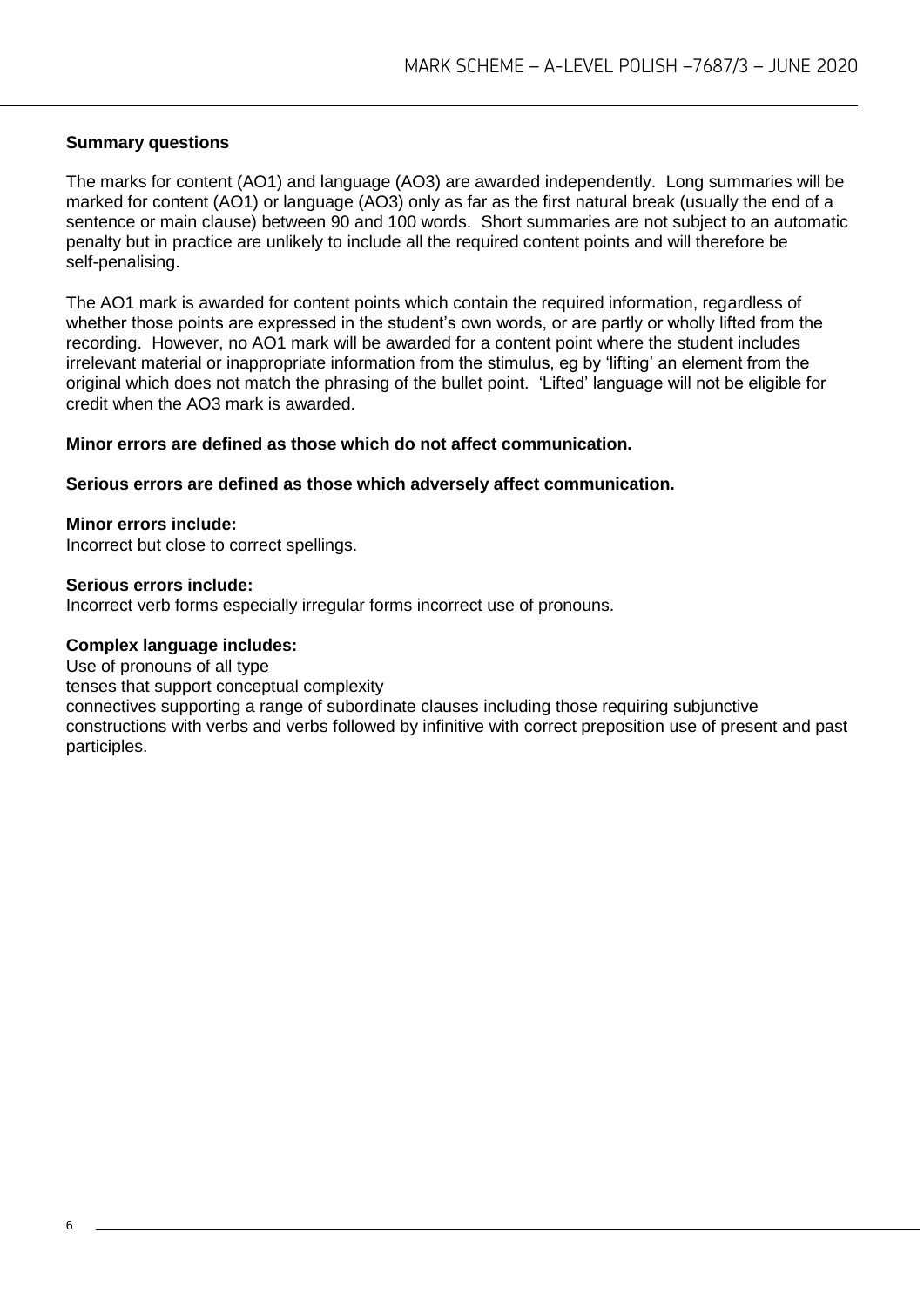**Summary questions**

The marks for content (AO1) and language (AO3) are awarded independently. Long summaries will be marked for content (AO1) or language (AO3) only as far as the first natural break (usually the end of a sentence or main clause) between 90 and 100 words. Short summaries are not subject to an automatic penalty but in practice are unlikely to include all the required content points and will therefore be self-penalising.

The AO1 mark is awarded for content points which contain the required information, regardless of whether those points are expressed in the student's own words, or are partly or wholly lifted from the recording. However, no AO1 mark will be awarded for a content point where the student includes irrelevant material or inappropriate information from the stimulus, eg by 'lifting' an element from the original which does not match the phrasing of the bullet point. 'Lifted' language will not be eligible for credit when the AO3 mark is awarded.

**Minor errors are defined as those which do not affect communication.**

**Serious errors are defined as those which adversely affect communication.**

**Minor errors include:**
Incorrect but close to correct spellings.

**Serious errors include:**
Incorrect verb forms especially irregular forms incorrect use of pronouns.

**Complex language includes:**
Use of pronouns of all type
tenses that support conceptual complexity
connectives supporting a range of subordinate clauses including those requiring subjunctive constructions with verbs and verbs followed by infinitive with correct preposition use of present and past participles.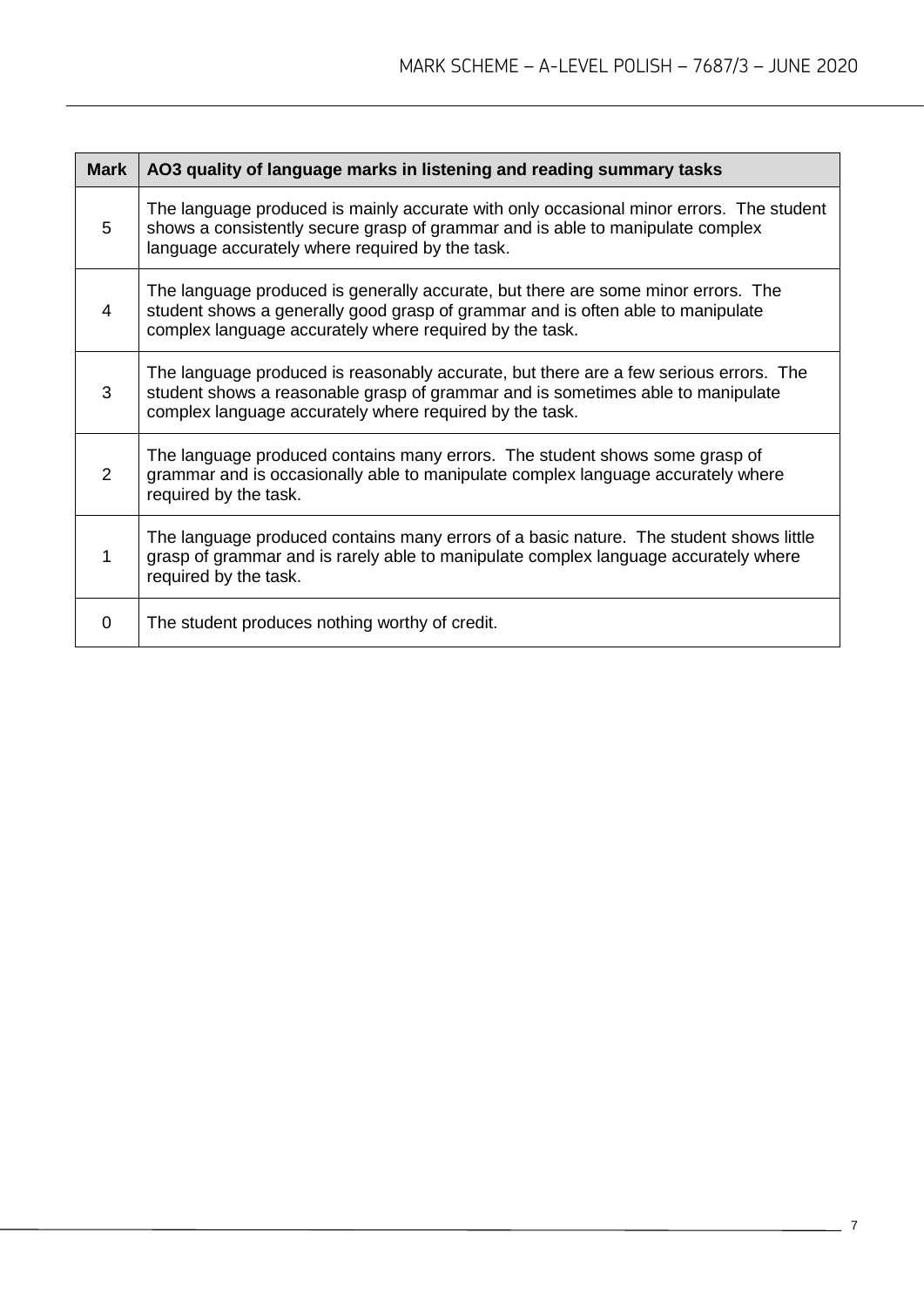| Mark | AO3 quality of language marks in listening and reading summary tasks |
|---|---|
| 5 | The language produced is mainly accurate with only occasional minor errors. The student shows a consistently secure grasp of grammar and is able to manipulate complex language accurately where required by the task. |
| 4 | The language produced is generally accurate, but there are some minor errors. The student shows a generally good grasp of grammar and is often able to manipulate complex language accurately where required by the task. |
| 3 | The language produced is reasonably accurate, but there are a few serious errors. The student shows a reasonable grasp of grammar and is sometimes able to manipulate complex language accurately where required by the task. |
| 2 | The language produced contains many errors. The student shows some grasp of grammar and is occasionally able to manipulate complex language accurately where required by the task. |
| 1 | The language produced contains many errors of a basic nature. The student shows little grasp of grammar and is rarely able to manipulate complex language accurately where required by the task. |
| 0 | The student produces nothing worthy of credit. |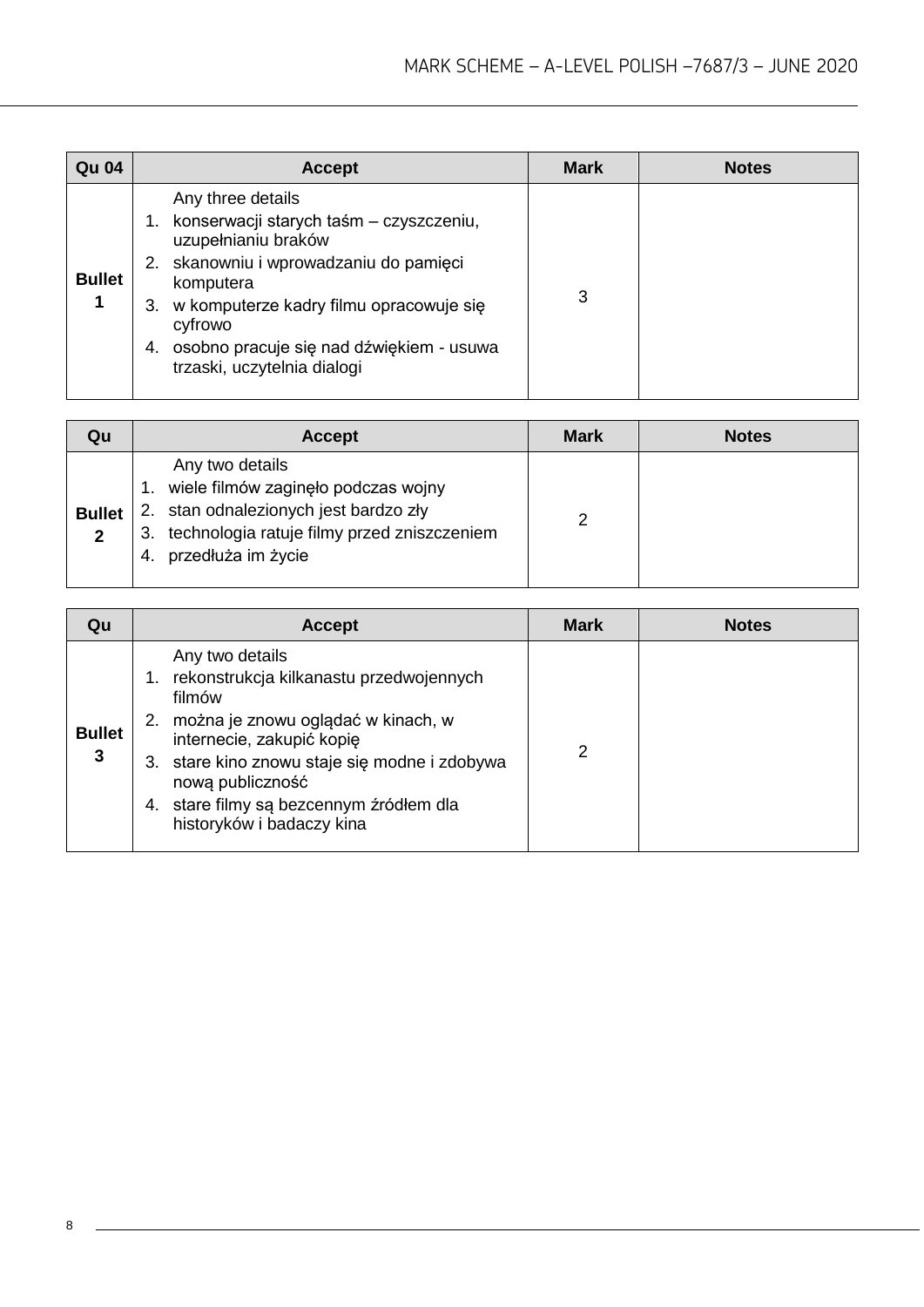| Qu 04 | Accept | Mark | Notes |
|---|---|---|---|
| **Bullet 1** | Any three details<br>1. konserwacji starych taśm – czyszczeniu, uzupełnianiu braków<br>2. skanowniu i wprowadzaniu do pamięci komputera<br>3. w komputerze kadry filmu opracowuje się cyfrowo<br>4. osobno pracuje się nad dźwiękiem - usuwa trzaski, uczytelnia dialogi | 3 | |

| Qu | Accept | Mark | Notes |
|---|---|---|---|
| **Bullet 2** | Any two details<br>1. wiele filmów zaginęło podczas wojny<br>2. stan odnalezionych jest bardzo zły<br>3. technologia ratuje filmy przed zniszczeniem<br>4. przedłuża im życie | 2 | |

| Qu | Accept | Mark | Notes |
|---|---|---|---|
| **Bullet 3** | Any two details<br>1. rekonstrukcja kilkanastu przedwojennych filmów<br>2. można je znowu oglądać w kinach, w internecie, zakupić kopię<br>3. stare kino znowu staje się modne i zdobywa nową publiczność<br>4. stare filmy są bezcennym źródłem dla historyków i badaczy kina | 2 | |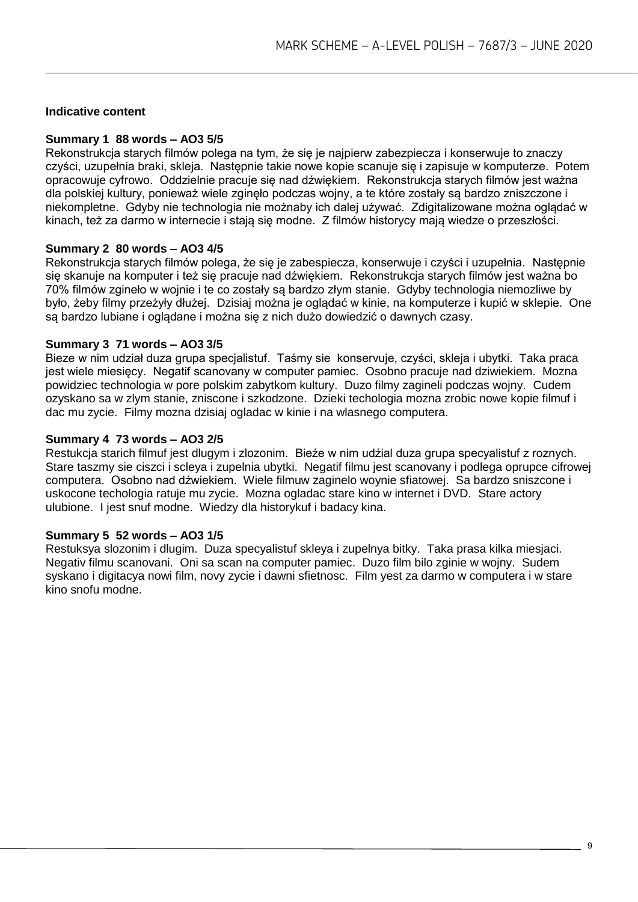**Indicative content**

**Summary 1 88 words – AO3 5/5**

Rekonstrukcja starych filmów polega na tym, że się je najpierw zabezpiecza i konserwuje to znaczy czyści, uzupełnia braki, skleja. Następnie takie nowe kopie scanuje się i zapisuje w komputerze. Potem opracowuje cyfrowo. Oddzielnie pracuje się nad dźwiękiem. Rekonstrukcja starych filmów jest ważna dla polskiej kultury, ponieważ wiele zginęło podczas wojny, a te które zostały są bardzo zniszczone i niekompletne. Gdyby nie technologia nie możnaby ich dalej używać. Zdigitalizowane można oglądać w kinach, też za darmo w internecie i stają się modne. Z filmów historycy mają wiedze o przeszłości.

**Summary 2 80 words – AO3 4/5**

Rekonstrukcja starych filmów polega, że się je zabespiecza, konserwuje i czyści i uzupełnia. Następnie się skanuje na komputer i też się pracuje nad dźwiękiem. Rekonstrukcja starych filmów jest ważna bo 70% filmów zgineło w wojnie i te co zostały są bardzo złym stanie. Gdyby technologia niemozliwe by było, żeby filmy przeżyły dłużej. Dzisiaj można je oglądać w kinie, na komputerze i kupić w sklepie. One są bardzo lubiane i oglądane i można się z nich dużo dowiedzić o dawnych czasy.

**Summary 3 71 words – AO3 3/5**

Bieze w nim udział duza grupa specjalistuf. Taśmy sie konserwuje, czyści, skleja i ubytki. Taka praca jest wiele miesięcy. Negatif scanovany w computer pamiec. Osobno pracuje nad dziwiekiem. Mozna powidziec technologia w pore polskim zabytkom kultury. Duzo filmy zagineli podczas wojny. Cudem ozyskano sa w zlym stanie, zniscone i szkodzone. Dzieki techologia mozna zrobic nowe kopie filmuf i dac mu zycie. Filmy mozna dzisiaj ogladac w kinie i na wlasnego computera.

**Summary 4 73 words – AO3 2/5**

Restukcja starich filmuf jest dlugym i zlozonim. Bieźe w nim udźial duza grupa specyalistuf z roznych. Stare taszmy sie ciszci i scleya i zupelnia ubytki. Negatif filmu jest scanovany i podlega oprupce cifrowej computera. Osobno nad dźwiekiem. Wiele filmuw zaginelo woynie sfiatowej. Sa bardzo sniszczone i uskocone techologia ratuje mu zycie. Mozna ogladac stare kino w internet i DVD. Stare actory ulubione. I jest snuf modne. Wiedzy dla historykuf i badacy kina.

**Summary 5 52 words – AO3 1/5**

Restuksya slozonim i dlugim. Duza specyalistuf skleya i zupelnya bitky. Taka prasa kilka miesjaci. Negativ filmu scanovani. Oni sa scan na computer pamiec. Duzo film bilo zginie w wojny. Sudem syskano i digitacya nowi film, novy zycie i dawni sfietnosc. Film yest za darmo w computera i w stare kino snofu modne.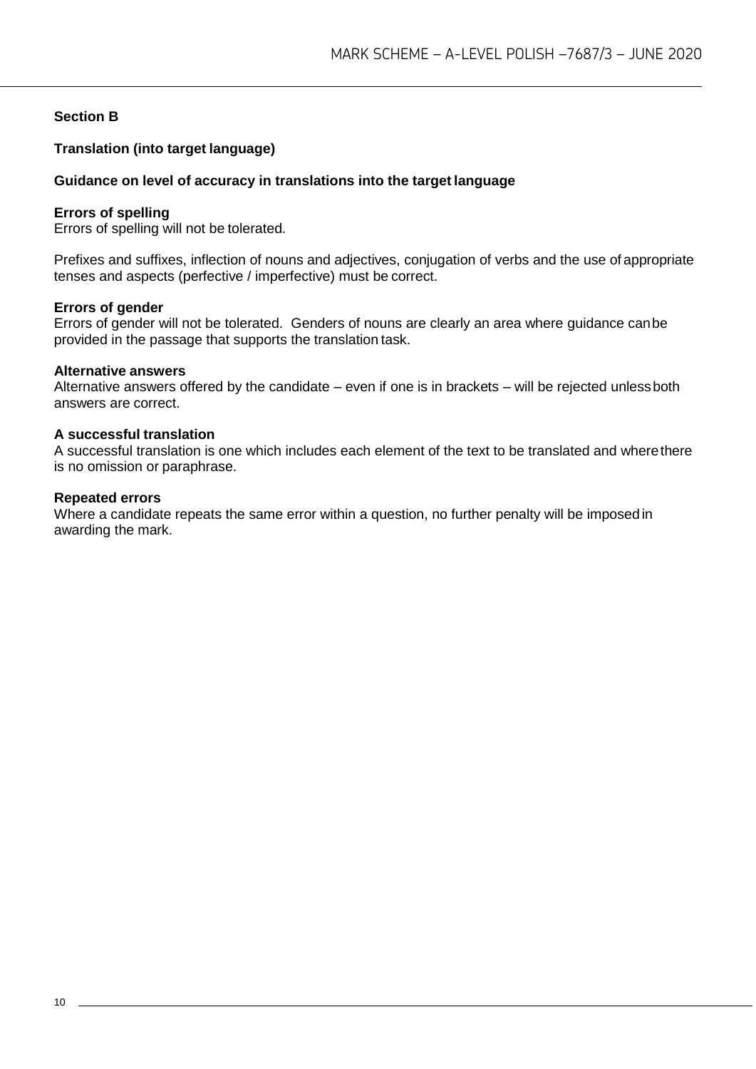## Section B

### Translation (into target language)

### Guidance on level of accuracy in translations into the target language

**Errors of spelling**
Errors of spelling will not be tolerated.

Prefixes and suffixes, inflection of nouns and adjectives, conjugation of verbs and the use of appropriate tenses and aspects (perfective / imperfective) must be correct.

**Errors of gender**
Errors of gender will not be tolerated. Genders of nouns are clearly an area where guidance can be provided in the passage that supports the translation task.

**Alternative answers**
Alternative answers offered by the candidate – even if one is in brackets – will be rejected unless both answers are correct.

**A successful translation**
A successful translation is one which includes each element of the text to be translated and where there is no omission or paraphrase.

**Repeated errors**
Where a candidate repeats the same error within a question, no further penalty will be imposed in awarding the mark.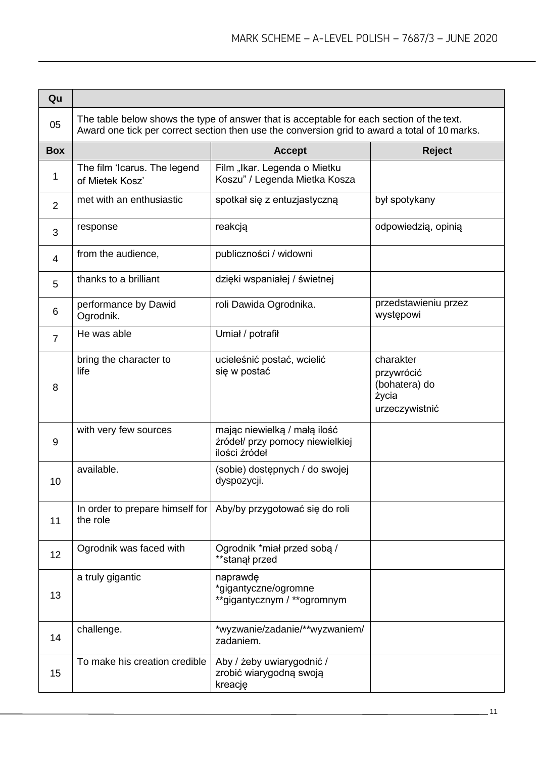| Qu | | | |
|---|---|---|---|
| 05 | The table below shows the type of answer that is acceptable for each section of the text. Award one tick per correct section then use the conversion grid to award a total of 10 marks. | | |
| **Box** | | **Accept** | **Reject** |
| 1 | The film 'Icarus. The legend of Mietek Kosz' | Film „Ikar. Legenda o Mietku Koszu" / Legenda Mietka Kosza | |
| 2 | met with an enthusiastic | spotkał się z entuzjastyczną | był spotykany |
| 3 | response | reakcją | odpowiedzią, opinią |
| 4 | from the audience, | publiczności / widowni | |
| 5 | thanks to a brilliant | dzięki wspaniałej / świetnej | |
| 6 | performance by Dawid Ogrodnik. | roli Dawida Ogrodnika. | przedstawieniu przez występowi |
| 7 | He was able | Umiał / potrafił | |
| 8 | bring the character to life | ucieleśnić postać, wcielić się w postać | charakter<br>przywrócić (bohatera) do życia<br>urzeczywistnić |
| 9 | with very few sources | mając niewielką / małą ilość źródeł/ przy pomocy niewielkiej ilości źródeł | |
| 10 | available. | (sobie) dostępnych / do swojej dyspozycji. | |
| 11 | In order to prepare himself for the role | Aby/by przygotować się do roli | |
| 12 | Ogrodnik was faced with | Ogrodnik *miał przed sobą / **stanął przed | |
| 13 | a truly gigantic | naprawdę *gigantyczne/ogromne **gigantycznym / **ogromnym | |
| 14 | challenge. | *wyzwanie/zadanie/**wyzwaniem/ zadaniem. | |
| 15 | To make his creation credible | Aby / żeby uwiarygodnić / zrobić wiarygodną swoją kreację | |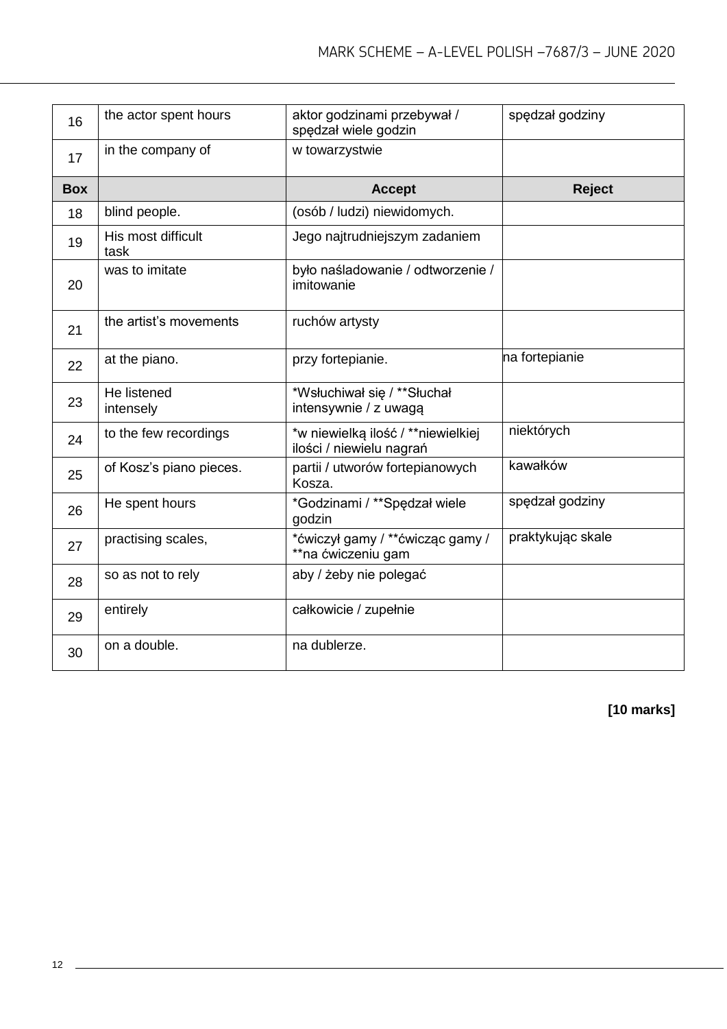| 16 | the actor spent hours | aktor godzinami przebywał / spędzał wiele godzin | spędzał godziny |
|---|---|---|---|
| 17 | in the company of | w towarzystwie | |
| **Box** | | **Accept** | **Reject** |
| 18 | blind people. | (osób / ludzi) niewidomych. | |
| 19 | His most difficult task | Jego najtrudniejszym zadaniem | |
| 20 | was to imitate | było naśladowanie / odtworzenie / imitowanie | |
| 21 | the artist's movements | ruchów artysty | |
| 22 | at the piano. | przy fortepianie. | na fortepianie |
| 23 | He listened intensely | *Wsłuchiwał się / **Słuchał intensywnie / z uwagą | |
| 24 | to the few recordings | *w niewielką ilość / **niewielkiej ilości / niewielu nagrań | niektórych |
| 25 | of Kosz's piano pieces. | partii / utworów fortepianowych Kosza. | kawałków |
| 26 | He spent hours | *Godzinami / **Spędzał wiele godzin | spędzał godziny |
| 27 | practising scales, | *ćwiczył gamy / **ćwicząc gamy / **na ćwiczeniu gam | praktykując skale |
| 28 | so as not to rely | aby / żeby nie polegać | |
| 29 | entirely | całkowicie / zupełnie | |
| 30 | on a double. | na dublerze. | |

**[10 marks]**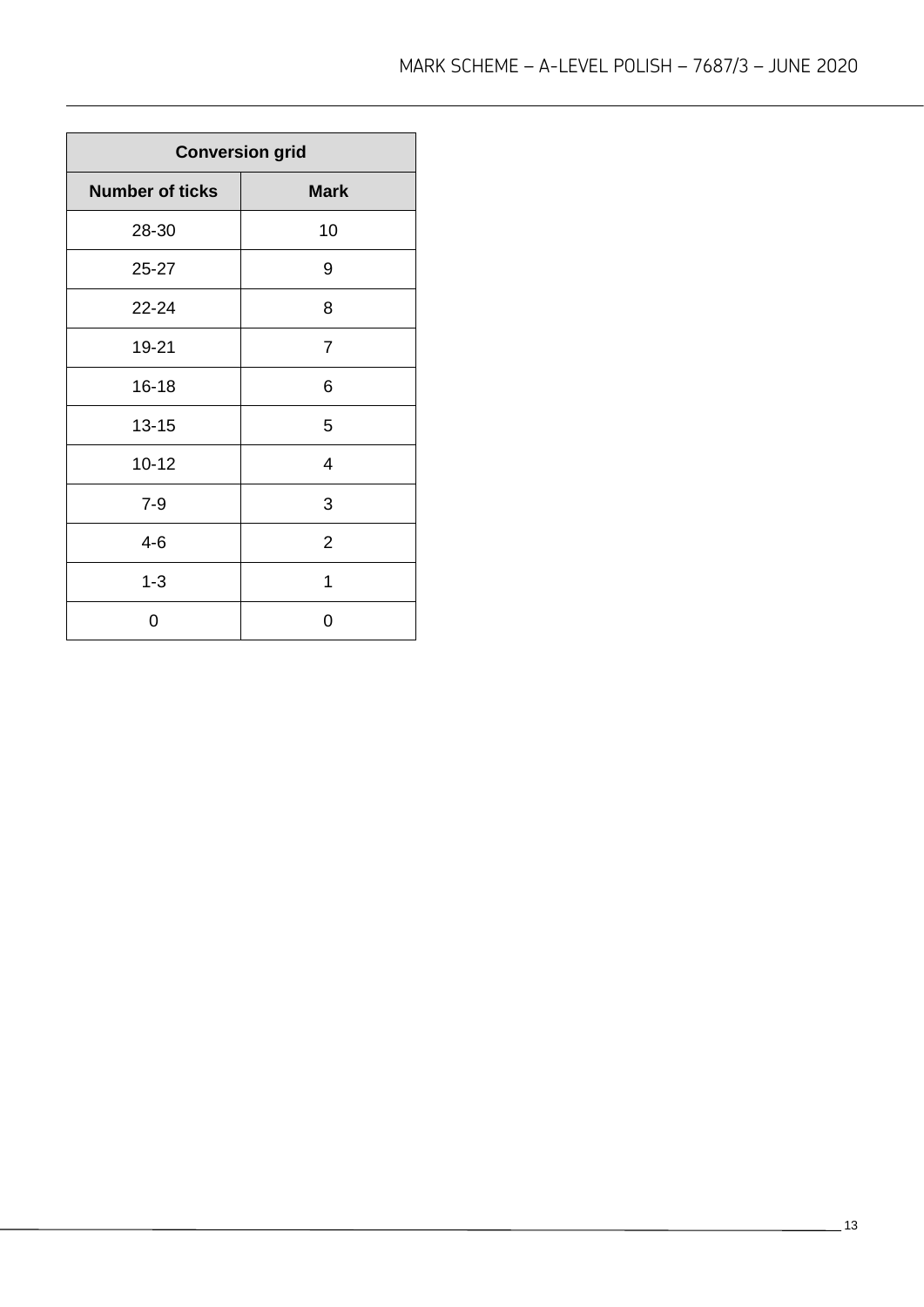| Conversion grid | |
|---|---|
| **Number of ticks** | **Mark** |
| 28-30 | 10 |
| 25-27 | 9 |
| 22-24 | 8 |
| 19-21 | 7 |
| 16-18 | 6 |
| 13-15 | 5 |
| 10-12 | 4 |
| 7-9 | 3 |
| 4-6 | 2 |
| 1-3 | 1 |
| 0 | 0 |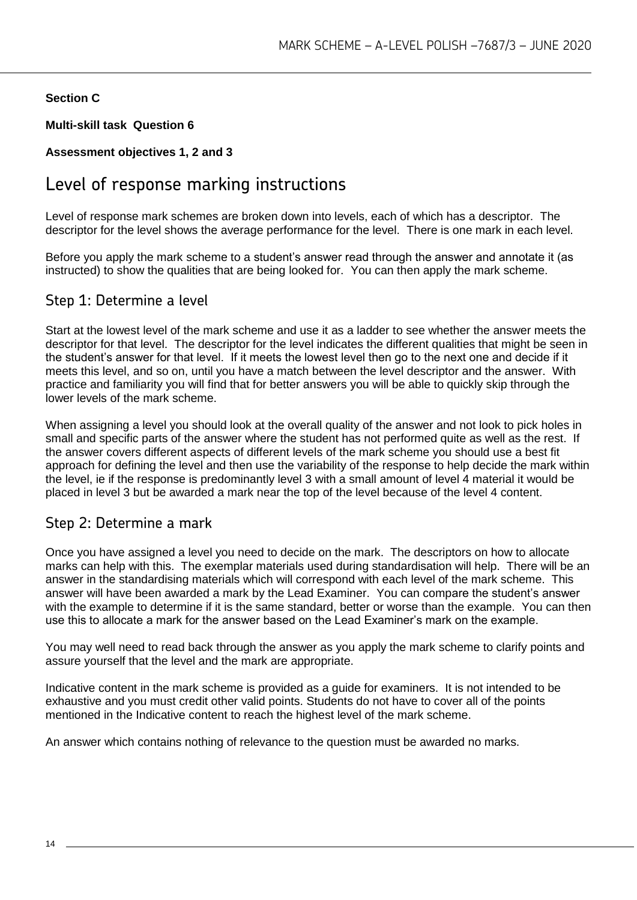**Section C**

**Multi-skill task Question 6**

**Assessment objectives 1, 2 and 3**

# Level of response marking instructions

Level of response mark schemes are broken down into levels, each of which has a descriptor. The descriptor for the level shows the average performance for the level. There is one mark in each level.

Before you apply the mark scheme to a student's answer read through the answer and annotate it (as instructed) to show the qualities that are being looked for. You can then apply the mark scheme.

## Step 1: Determine a level

Start at the lowest level of the mark scheme and use it as a ladder to see whether the answer meets the descriptor for that level. The descriptor for the level indicates the different qualities that might be seen in the student's answer for that level. If it meets the lowest level then go to the next one and decide if it meets this level, and so on, until you have a match between the level descriptor and the answer. With practice and familiarity you will find that for better answers you will be able to quickly skip through the lower levels of the mark scheme.

When assigning a level you should look at the overall quality of the answer and not look to pick holes in small and specific parts of the answer where the student has not performed quite as well as the rest. If the answer covers different aspects of different levels of the mark scheme you should use a best fit approach for defining the level and then use the variability of the response to help decide the mark within the level, ie if the response is predominantly level 3 with a small amount of level 4 material it would be placed in level 3 but be awarded a mark near the top of the level because of the level 4 content.

## Step 2: Determine a mark

Once you have assigned a level you need to decide on the mark. The descriptors on how to allocate marks can help with this. The exemplar materials used during standardisation will help. There will be an answer in the standardising materials which will correspond with each level of the mark scheme. This answer will have been awarded a mark by the Lead Examiner. You can compare the student's answer with the example to determine if it is the same standard, better or worse than the example. You can then use this to allocate a mark for the answer based on the Lead Examiner's mark on the example.

You may well need to read back through the answer as you apply the mark scheme to clarify points and assure yourself that the level and the mark are appropriate.

Indicative content in the mark scheme is provided as a guide for examiners. It is not intended to be exhaustive and you must credit other valid points. Students do not have to cover all of the points mentioned in the Indicative content to reach the highest level of the mark scheme.

An answer which contains nothing of relevance to the question must be awarded no marks.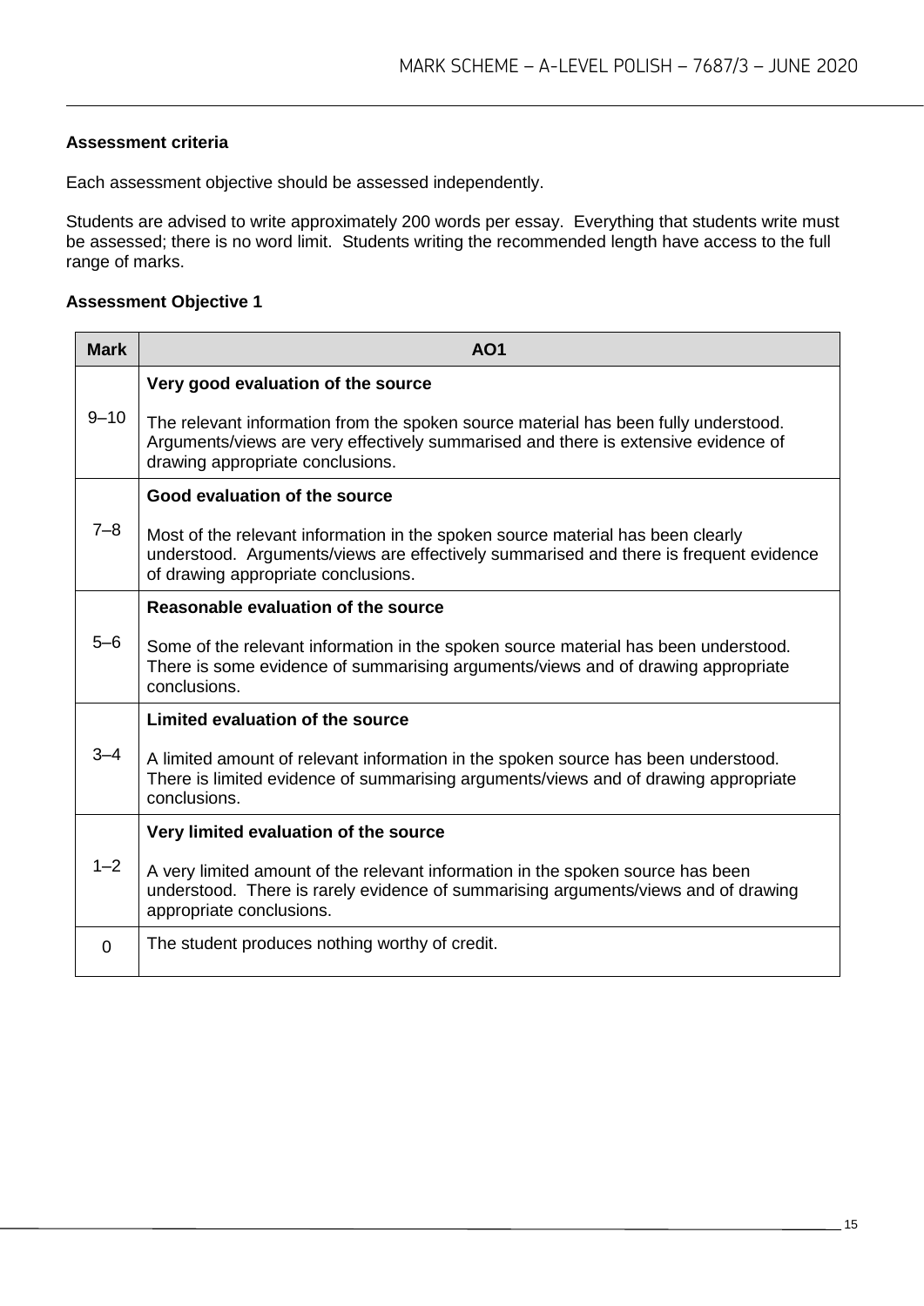**Assessment criteria**

Each assessment objective should be assessed independently.

Students are advised to write approximately 200 words per essay. Everything that students write must be assessed; there is no word limit. Students writing the recommended length have access to the full range of marks.

**Assessment Objective 1**

| Mark | AO1 |
|---|---|
| 9–10 | **Very good evaluation of the source**<br><br>The relevant information from the spoken source material has been fully understood. Arguments/views are very effectively summarised and there is extensive evidence of drawing appropriate conclusions. |
| 7–8 | **Good evaluation of the source**<br><br>Most of the relevant information in the spoken source material has been clearly understood. Arguments/views are effectively summarised and there is frequent evidence of drawing appropriate conclusions. |
| 5–6 | **Reasonable evaluation of the source**<br><br>Some of the relevant information in the spoken source material has been understood. There is some evidence of summarising arguments/views and of drawing appropriate conclusions. |
| 3–4 | **Limited evaluation of the source**<br><br>A limited amount of relevant information in the spoken source has been understood. There is limited evidence of summarising arguments/views and of drawing appropriate conclusions. |
| 1–2 | **Very limited evaluation of the source**<br><br>A very limited amount of the relevant information in the spoken source has been understood. There is rarely evidence of summarising arguments/views and of drawing appropriate conclusions. |
| 0 | The student produces nothing worthy of credit. |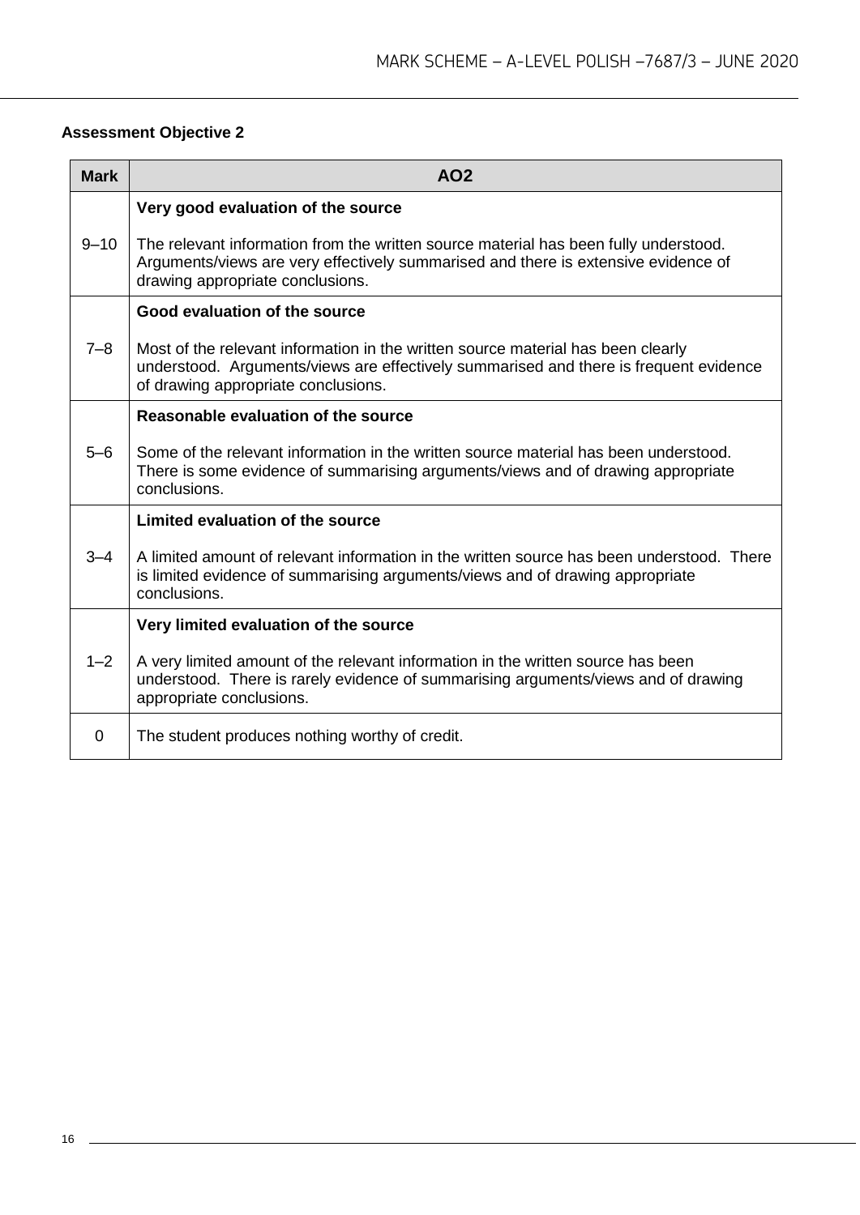**Assessment Objective 2**

| Mark | AO2 |
|---|---|
| 9–10 | **Very good evaluation of the source**<br><br>The relevant information from the written source material has been fully understood. Arguments/views are very effectively summarised and there is extensive evidence of drawing appropriate conclusions. |
| 7–8 | **Good evaluation of the source**<br><br>Most of the relevant information in the written source material has been clearly understood. Arguments/views are effectively summarised and there is frequent evidence of drawing appropriate conclusions. |
| 5–6 | **Reasonable evaluation of the source**<br><br>Some of the relevant information in the written source material has been understood. There is some evidence of summarising arguments/views and of drawing appropriate conclusions. |
| 3–4 | **Limited evaluation of the source**<br><br>A limited amount of relevant information in the written source has been understood. There is limited evidence of summarising arguments/views and of drawing appropriate conclusions. |
| 1–2 | **Very limited evaluation of the source**<br><br>A very limited amount of the relevant information in the written source has been understood. There is rarely evidence of summarising arguments/views and of drawing appropriate conclusions. |
| 0 | The student produces nothing worthy of credit. |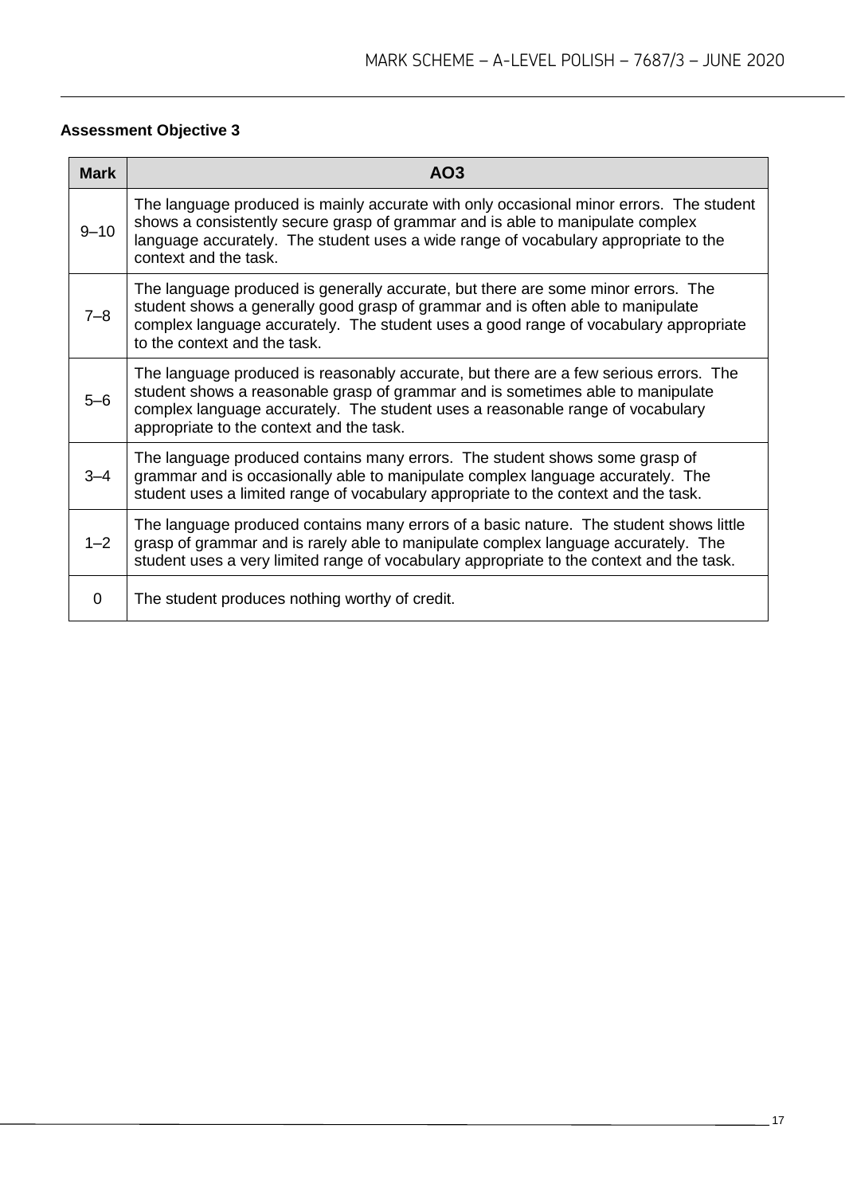**Assessment Objective 3**

| Mark | AO3 |
|---|---|
| 9–10 | The language produced is mainly accurate with only occasional minor errors. The student shows a consistently secure grasp of grammar and is able to manipulate complex language accurately. The student uses a wide range of vocabulary appropriate to the context and the task. |
| 7–8 | The language produced is generally accurate, but there are some minor errors. The student shows a generally good grasp of grammar and is often able to manipulate complex language accurately. The student uses a good range of vocabulary appropriate to the context and the task. |
| 5–6 | The language produced is reasonably accurate, but there are a few serious errors. The student shows a reasonable grasp of grammar and is sometimes able to manipulate complex language accurately. The student uses a reasonable range of vocabulary appropriate to the context and the task. |
| 3–4 | The language produced contains many errors. The student shows some grasp of grammar and is occasionally able to manipulate complex language accurately. The student uses a limited range of vocabulary appropriate to the context and the task. |
| 1–2 | The language produced contains many errors of a basic nature. The student shows little grasp of grammar and is rarely able to manipulate complex language accurately. The student uses a very limited range of vocabulary appropriate to the context and the task. |
| 0 | The student produces nothing worthy of credit. |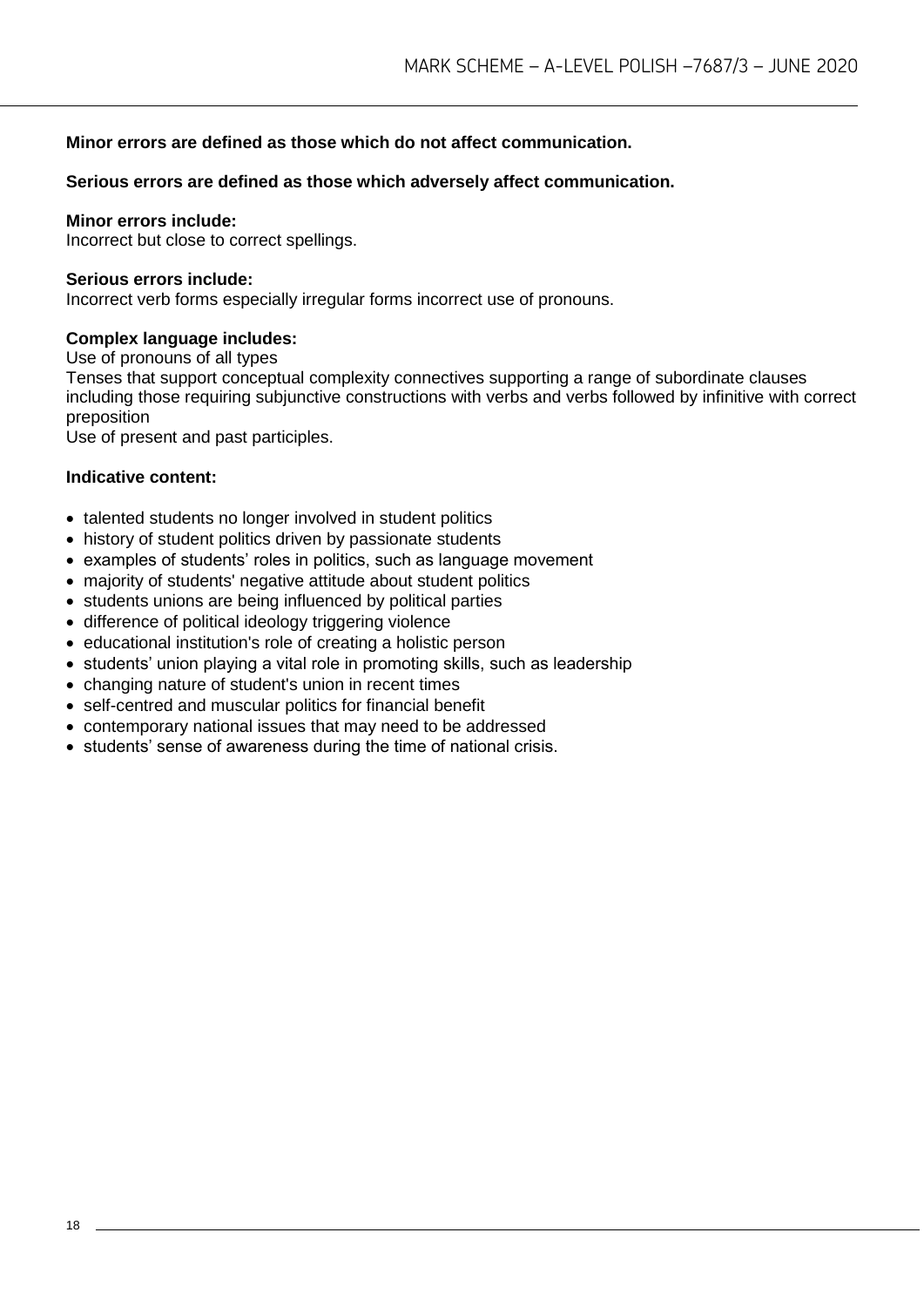**Minor errors are defined as those which do not affect communication.**

**Serious errors are defined as those which adversely affect communication.**

**Minor errors include:**
Incorrect but close to correct spellings.

**Serious errors include:**
Incorrect verb forms especially irregular forms incorrect use of pronouns.

**Complex language includes:**
Use of pronouns of all types
Tenses that support conceptual complexity connectives supporting a range of subordinate clauses including those requiring subjunctive constructions with verbs and verbs followed by infinitive with correct preposition
Use of present and past participles.

**Indicative content:**

- talented students no longer involved in student politics
- history of student politics driven by passionate students
- examples of students' roles in politics, such as language movement
- majority of students' negative attitude about student politics
- students unions are being influenced by political parties
- difference of political ideology triggering violence
- educational institution's role of creating a holistic person
- students' union playing a vital role in promoting skills, such as leadership
- changing nature of student's union in recent times
- self-centred and muscular politics for financial benefit
- contemporary national issues that may need to be addressed
- students' sense of awareness during the time of national crisis.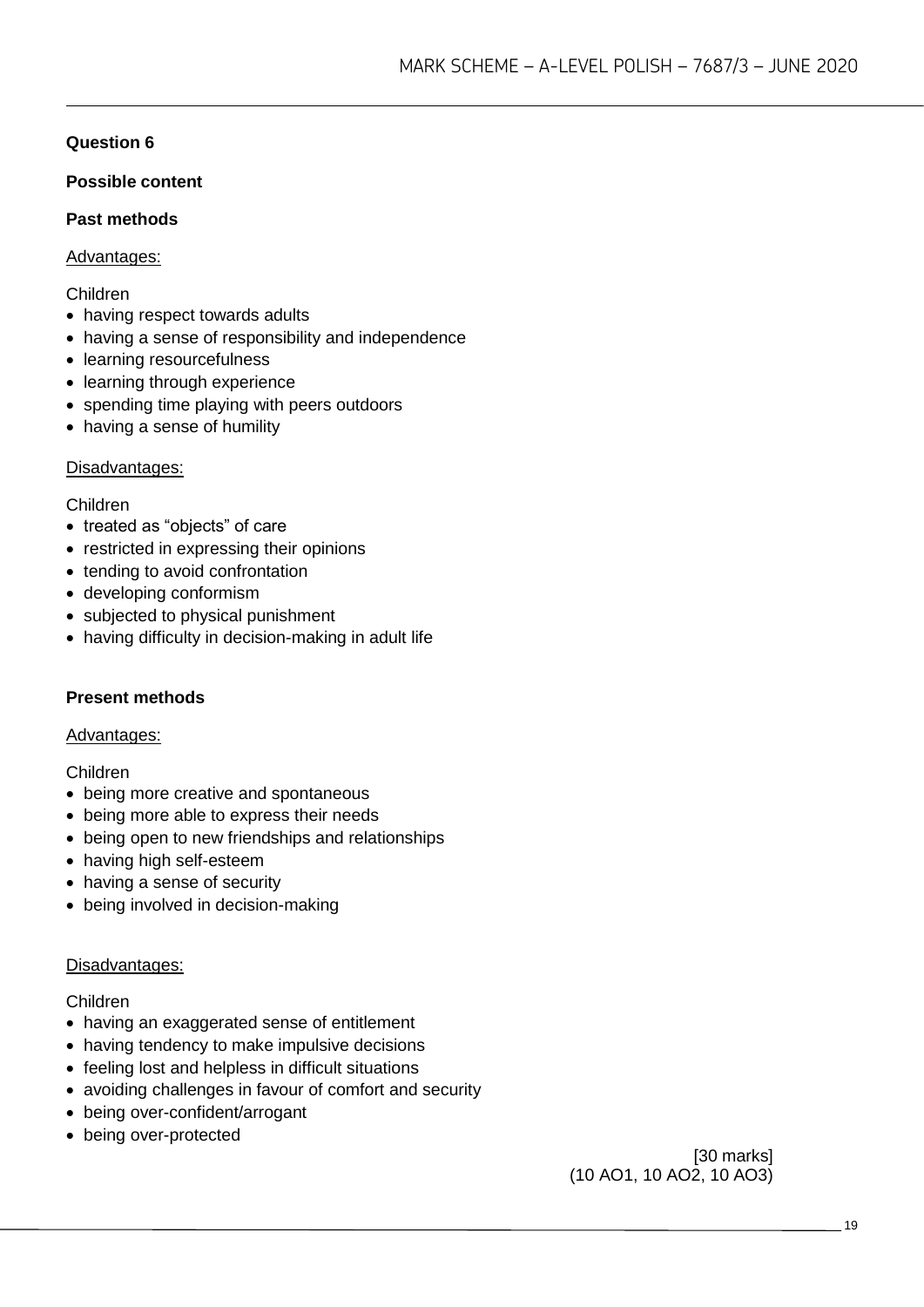**Question 6**

**Possible content**

**Past methods**

Advantages:

Children

- having respect towards adults
- having a sense of responsibility and independence
- learning resourcefulness
- learning through experience
- spending time playing with peers outdoors
- having a sense of humility

Disadvantages:

Children

- treated as "objects" of care
- restricted in expressing their opinions
- tending to avoid confrontation
- developing conformism
- subjected to physical punishment
- having difficulty in decision-making in adult life

**Present methods**

Advantages:

Children

- being more creative and spontaneous
- being more able to express their needs
- being open to new friendships and relationships
- having high self-esteem
- having a sense of security
- being involved in decision-making

Disadvantages:

Children

- having an exaggerated sense of entitlement
- having tendency to make impulsive decisions
- feeling lost and helpless in difficult situations
- avoiding challenges in favour of comfort and security
- being over-confident/arrogant
- being over-protected

[30 marks]
(10 AO1, 10 AO2, 10 AO3)